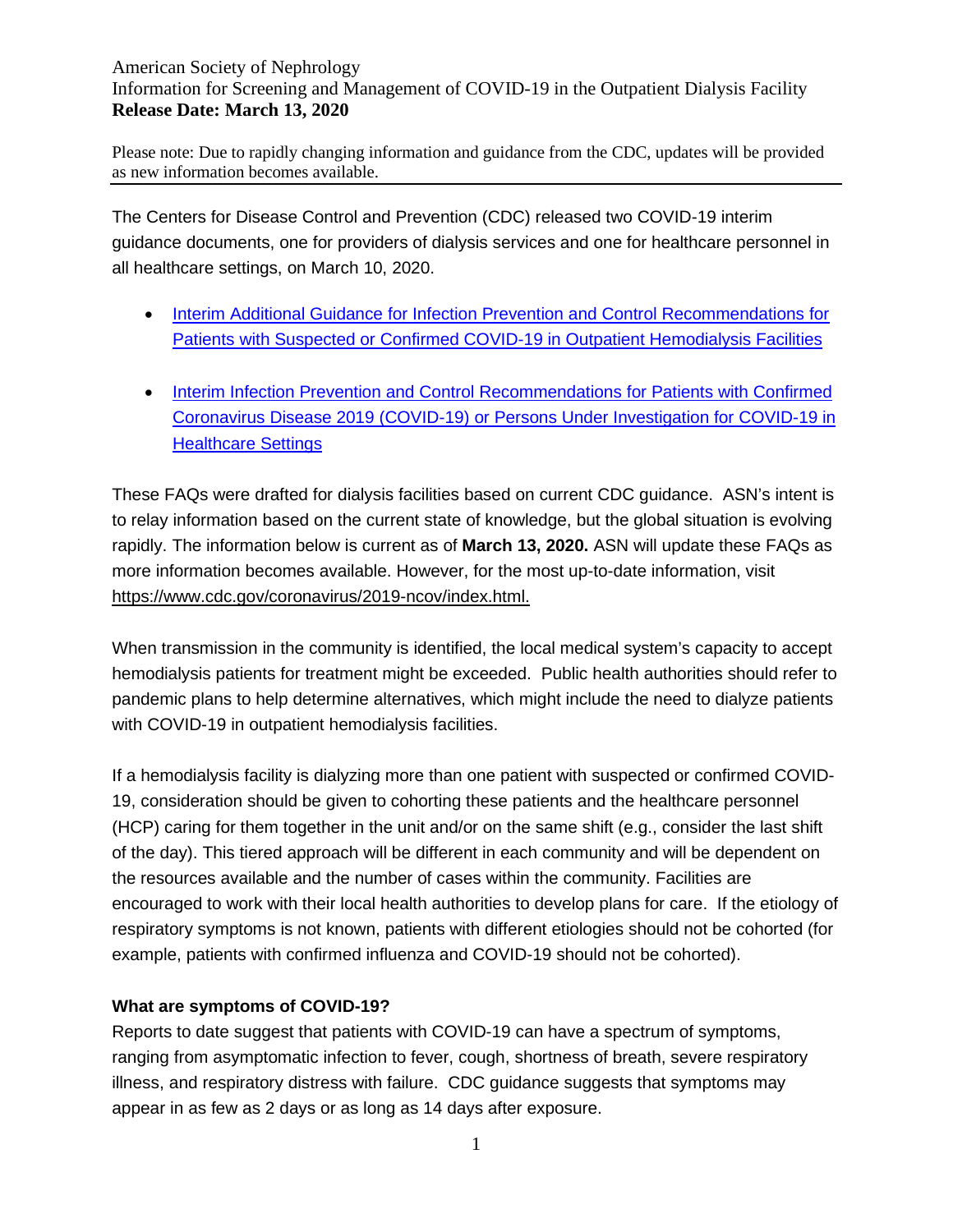American Society of Nephrology
Information for Screening and Management of COVID-19 in the Outpatient Dialysis Facility
**Release Date: March 13, 2020**

Please note: Due to rapidly changing information and guidance from the CDC, updates will be provided as new information becomes available.

---

The Centers for Disease Control and Prevention (CDC) released two COVID-19 interim guidance documents, one for providers of dialysis services and one for healthcare personnel in all healthcare settings, on March 10, 2020.

- Interim Additional Guidance for Infection Prevention and Control Recommendations for Patients with Suspected or Confirmed COVID-19 in Outpatient Hemodialysis Facilities
- Interim Infection Prevention and Control Recommendations for Patients with Confirmed Coronavirus Disease 2019 (COVID-19) or Persons Under Investigation for COVID-19 in Healthcare Settings

These FAQs were drafted for dialysis facilities based on current CDC guidance. ASN's intent is to relay information based on the current state of knowledge, but the global situation is evolving rapidly. The information below is current as of **March 13, 2020.** ASN will update these FAQs as more information becomes available. However, for the most up-to-date information, visit https://www.cdc.gov/coronavirus/2019-ncov/index.html.

When transmission in the community is identified, the local medical system's capacity to accept hemodialysis patients for treatment might be exceeded. Public health authorities should refer to pandemic plans to help determine alternatives, which might include the need to dialyze patients with COVID-19 in outpatient hemodialysis facilities.

If a hemodialysis facility is dialyzing more than one patient with suspected or confirmed COVID-19, consideration should be given to cohorting these patients and the healthcare personnel (HCP) caring for them together in the unit and/or on the same shift (e.g., consider the last shift of the day). This tiered approach will be different in each community and will be dependent on the resources available and the number of cases within the community. Facilities are encouraged to work with their local health authorities to develop plans for care. If the etiology of respiratory symptoms is not known, patients with different etiologies should not be cohorted (for example, patients with confirmed influenza and COVID-19 should not be cohorted).

**What are symptoms of COVID-19?**

Reports to date suggest that patients with COVID-19 can have a spectrum of symptoms, ranging from asymptomatic infection to fever, cough, shortness of breath, severe respiratory illness, and respiratory distress with failure. CDC guidance suggests that symptoms may appear in as few as 2 days or as long as 14 days after exposure.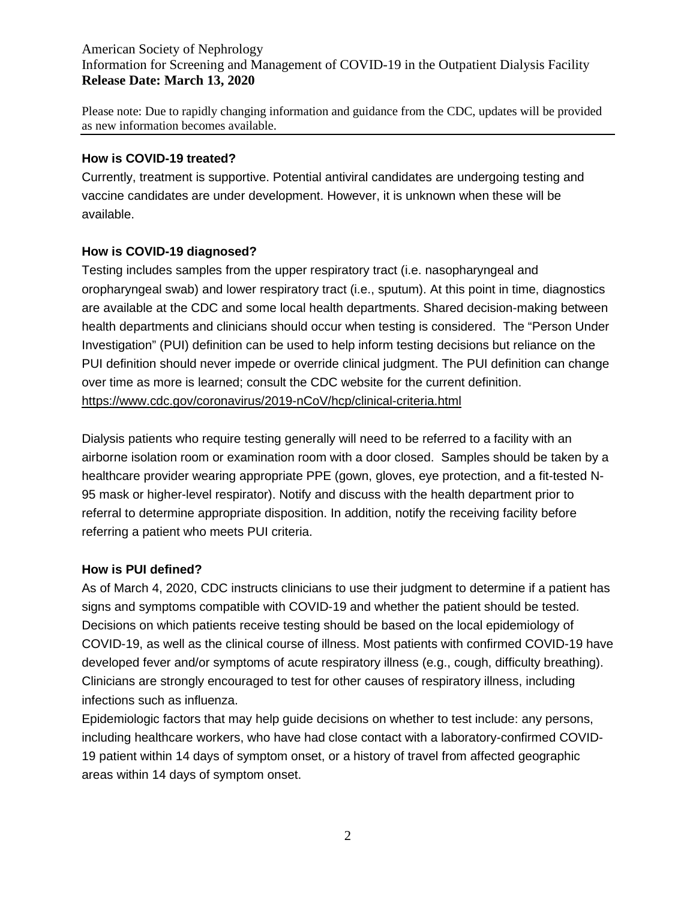**How is COVID-19 treated?**

Currently, treatment is supportive. Potential antiviral candidates are undergoing testing and vaccine candidates are under development. However, it is unknown when these will be available.

**How is COVID-19 diagnosed?**

Testing includes samples from the upper respiratory tract (i.e. nasopharyngeal and oropharyngeal swab) and lower respiratory tract (i.e., sputum). At this point in time, diagnostics are available at the CDC and some local health departments. Shared decision-making between health departments and clinicians should occur when testing is considered. The "Person Under Investigation" (PUI) definition can be used to help inform testing decisions but reliance on the PUI definition should never impede or override clinical judgment. The PUI definition can change over time as more is learned; consult the CDC website for the current definition. https://www.cdc.gov/coronavirus/2019-nCoV/hcp/clinical-criteria.html

Dialysis patients who require testing generally will need to be referred to a facility with an airborne isolation room or examination room with a door closed. Samples should be taken by a healthcare provider wearing appropriate PPE (gown, gloves, eye protection, and a fit-tested N-95 mask or higher-level respirator). Notify and discuss with the health department prior to referral to determine appropriate disposition. In addition, notify the receiving facility before referring a patient who meets PUI criteria.

**How is PUI defined?**

As of March 4, 2020, CDC instructs clinicians to use their judgment to determine if a patient has signs and symptoms compatible with COVID-19 and whether the patient should be tested. Decisions on which patients receive testing should be based on the local epidemiology of COVID-19, as well as the clinical course of illness. Most patients with confirmed COVID-19 have developed fever and/or symptoms of acute respiratory illness (e.g., cough, difficulty breathing). Clinicians are strongly encouraged to test for other causes of respiratory illness, including infections such as influenza.

Epidemiologic factors that may help guide decisions on whether to test include: any persons, including healthcare workers, who have had close contact with a laboratory-confirmed COVID-19 patient within 14 days of symptom onset, or a history of travel from affected geographic areas within 14 days of symptom onset.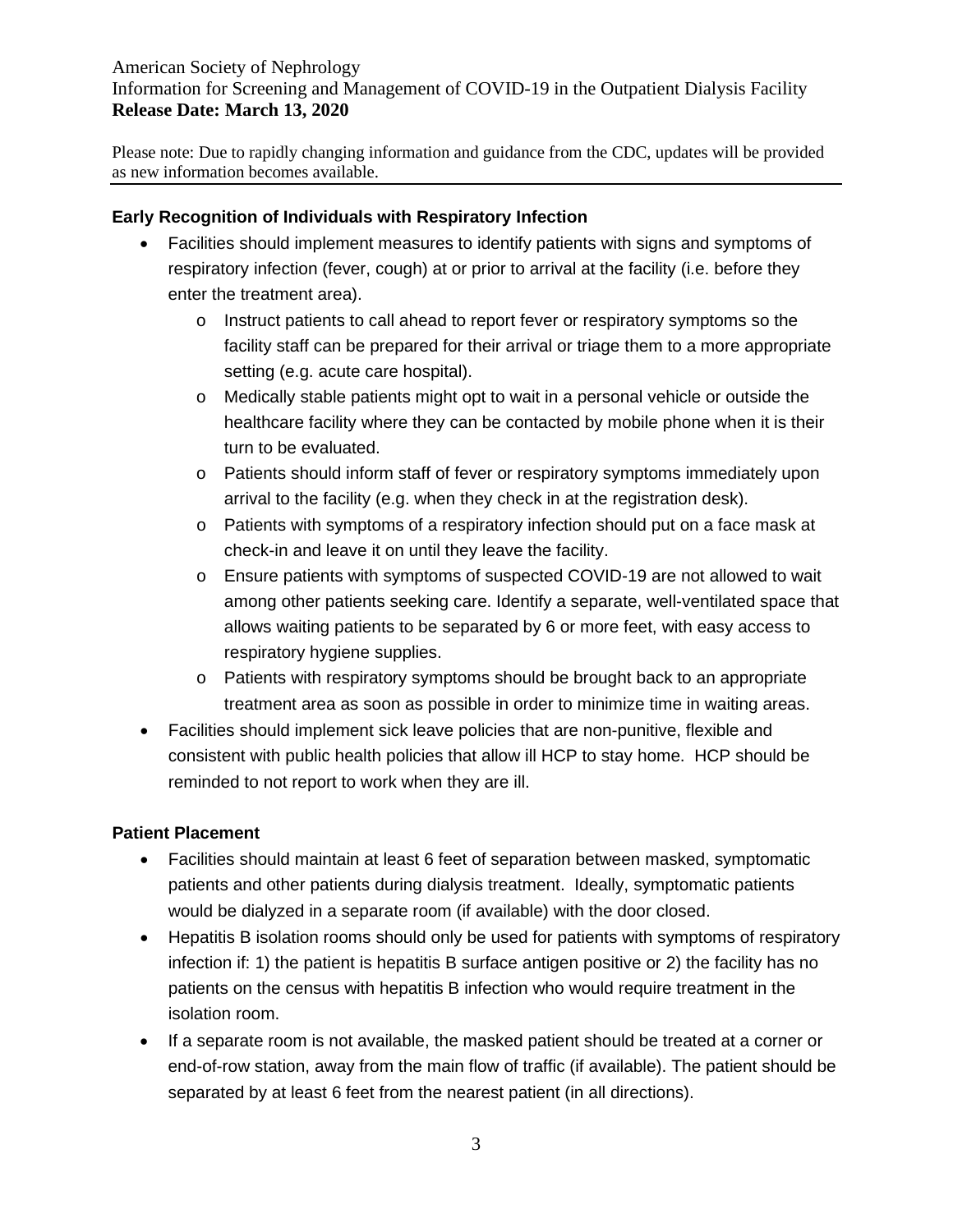**Early Recognition of Individuals with Respiratory Infection**

- Facilities should implement measures to identify patients with signs and symptoms of respiratory infection (fever, cough) at or prior to arrival at the facility (i.e. before they enter the treatment area).
  - Instruct patients to call ahead to report fever or respiratory symptoms so the facility staff can be prepared for their arrival or triage them to a more appropriate setting (e.g. acute care hospital).
  - Medically stable patients might opt to wait in a personal vehicle or outside the healthcare facility where they can be contacted by mobile phone when it is their turn to be evaluated.
  - Patients should inform staff of fever or respiratory symptoms immediately upon arrival to the facility (e.g. when they check in at the registration desk).
  - Patients with symptoms of a respiratory infection should put on a face mask at check-in and leave it on until they leave the facility.
  - Ensure patients with symptoms of suspected COVID-19 are not allowed to wait among other patients seeking care. Identify a separate, well-ventilated space that allows waiting patients to be separated by 6 or more feet, with easy access to respiratory hygiene supplies.
  - Patients with respiratory symptoms should be brought back to an appropriate treatment area as soon as possible in order to minimize time in waiting areas.
- Facilities should implement sick leave policies that are non-punitive, flexible and consistent with public health policies that allow ill HCP to stay home. HCP should be reminded to not report to work when they are ill.

**Patient Placement**

- Facilities should maintain at least 6 feet of separation between masked, symptomatic patients and other patients during dialysis treatment. Ideally, symptomatic patients would be dialyzed in a separate room (if available) with the door closed.
- Hepatitis B isolation rooms should only be used for patients with symptoms of respiratory infection if: 1) the patient is hepatitis B surface antigen positive or 2) the facility has no patients on the census with hepatitis B infection who would require treatment in the isolation room.
- If a separate room is not available, the masked patient should be treated at a corner or end-of-row station, away from the main flow of traffic (if available). The patient should be separated by at least 6 feet from the nearest patient (in all directions).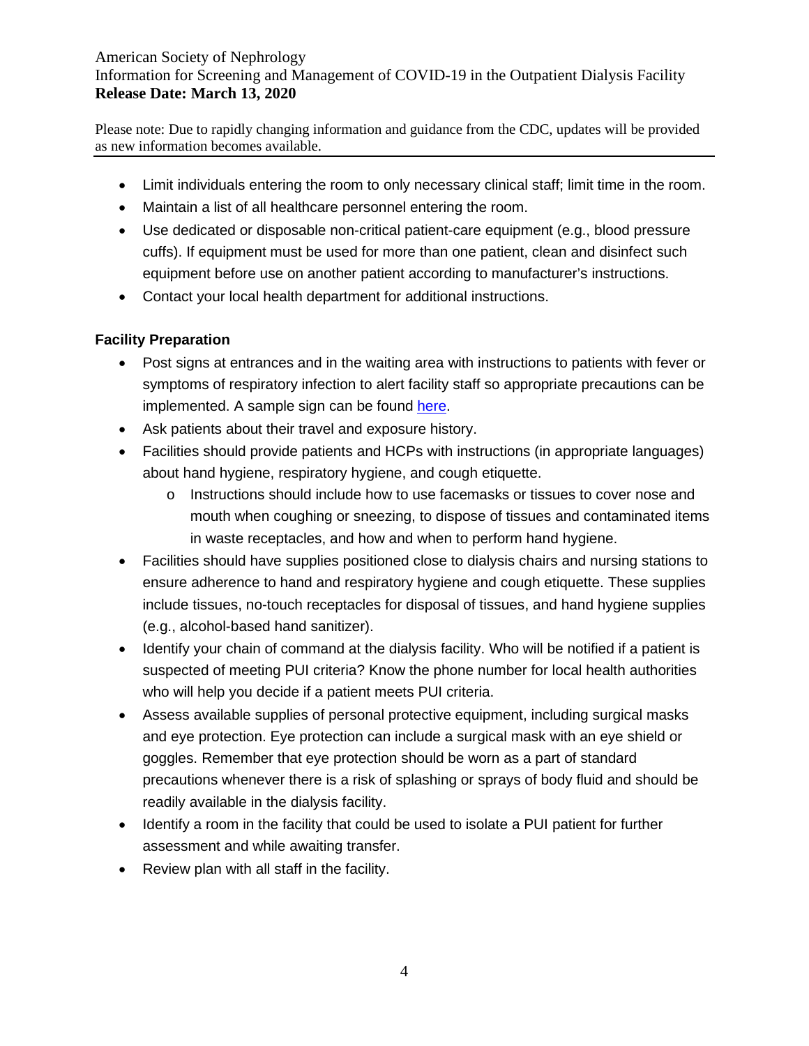- Limit individuals entering the room to only necessary clinical staff; limit time in the room.
- Maintain a list of all healthcare personnel entering the room.
- Use dedicated or disposable non-critical patient-care equipment (e.g., blood pressure cuffs). If equipment must be used for more than one patient, clean and disinfect such equipment before use on another patient according to manufacturer's instructions.
- Contact your local health department for additional instructions.

**Facility Preparation**

- Post signs at entrances and in the waiting area with instructions to patients with fever or symptoms of respiratory infection to alert facility staff so appropriate precautions can be implemented. A sample sign can be found here.
- Ask patients about their travel and exposure history.
- Facilities should provide patients and HCPs with instructions (in appropriate languages) about hand hygiene, respiratory hygiene, and cough etiquette.
  - Instructions should include how to use facemasks or tissues to cover nose and mouth when coughing or sneezing, to dispose of tissues and contaminated items in waste receptacles, and how and when to perform hand hygiene.
- Facilities should have supplies positioned close to dialysis chairs and nursing stations to ensure adherence to hand and respiratory hygiene and cough etiquette. These supplies include tissues, no-touch receptacles for disposal of tissues, and hand hygiene supplies (e.g., alcohol-based hand sanitizer).
- Identify your chain of command at the dialysis facility. Who will be notified if a patient is suspected of meeting PUI criteria? Know the phone number for local health authorities who will help you decide if a patient meets PUI criteria.
- Assess available supplies of personal protective equipment, including surgical masks and eye protection. Eye protection can include a surgical mask with an eye shield or goggles. Remember that eye protection should be worn as a part of standard precautions whenever there is a risk of splashing or sprays of body fluid and should be readily available in the dialysis facility.
- Identify a room in the facility that could be used to isolate a PUI patient for further assessment and while awaiting transfer.
- Review plan with all staff in the facility.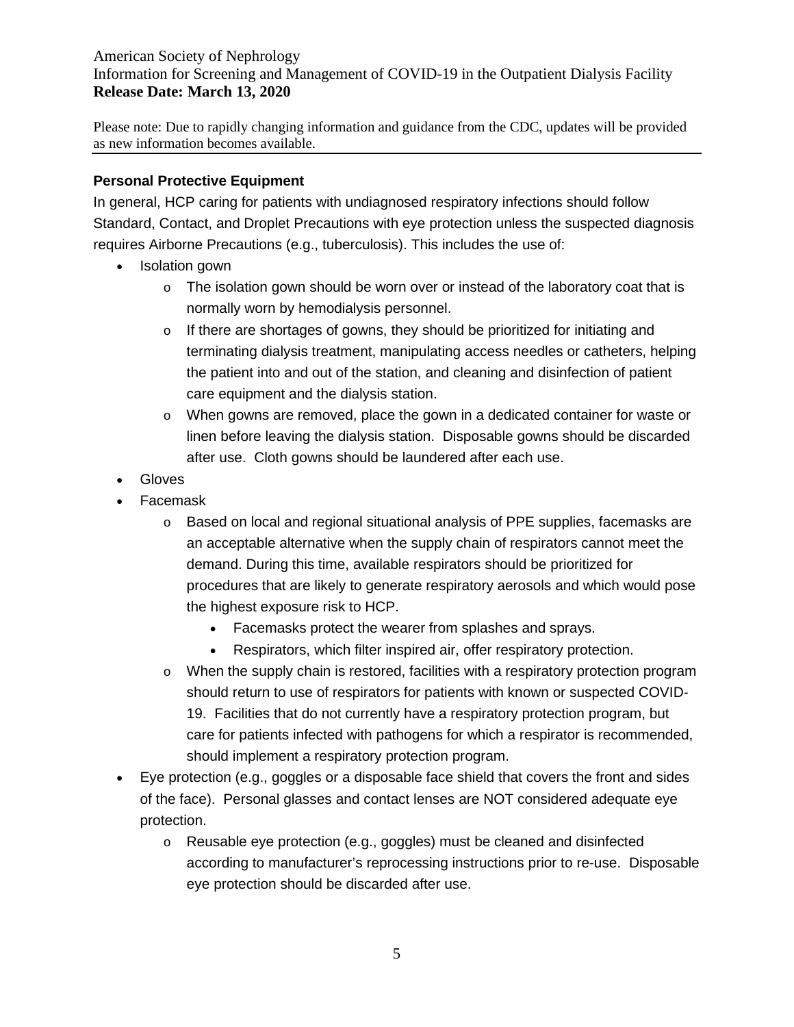## Personal Protective Equipment

In general, HCP caring for patients with undiagnosed respiratory infections should follow Standard, Contact, and Droplet Precautions with eye protection unless the suspected diagnosis requires Airborne Precautions (e.g., tuberculosis). This includes the use of:

- Isolation gown
  - The isolation gown should be worn over or instead of the laboratory coat that is normally worn by hemodialysis personnel.
  - If there are shortages of gowns, they should be prioritized for initiating and terminating dialysis treatment, manipulating access needles or catheters, helping the patient into and out of the station, and cleaning and disinfection of patient care equipment and the dialysis station.
  - When gowns are removed, place the gown in a dedicated container for waste or linen before leaving the dialysis station. Disposable gowns should be discarded after use. Cloth gowns should be laundered after each use.
- Gloves
- Facemask
  - Based on local and regional situational analysis of PPE supplies, facemasks are an acceptable alternative when the supply chain of respirators cannot meet the demand. During this time, available respirators should be prioritized for procedures that are likely to generate respiratory aerosols and which would pose the highest exposure risk to HCP.
    - Facemasks protect the wearer from splashes and sprays.
    - Respirators, which filter inspired air, offer respiratory protection.
  - When the supply chain is restored, facilities with a respiratory protection program should return to use of respirators for patients with known or suspected COVID-19. Facilities that do not currently have a respiratory protection program, but care for patients infected with pathogens for which a respirator is recommended, should implement a respiratory protection program.
- Eye protection (e.g., goggles or a disposable face shield that covers the front and sides of the face). Personal glasses and contact lenses are NOT considered adequate eye protection.
  - Reusable eye protection (e.g., goggles) must be cleaned and disinfected according to manufacturer's reprocessing instructions prior to re-use. Disposable eye protection should be discarded after use.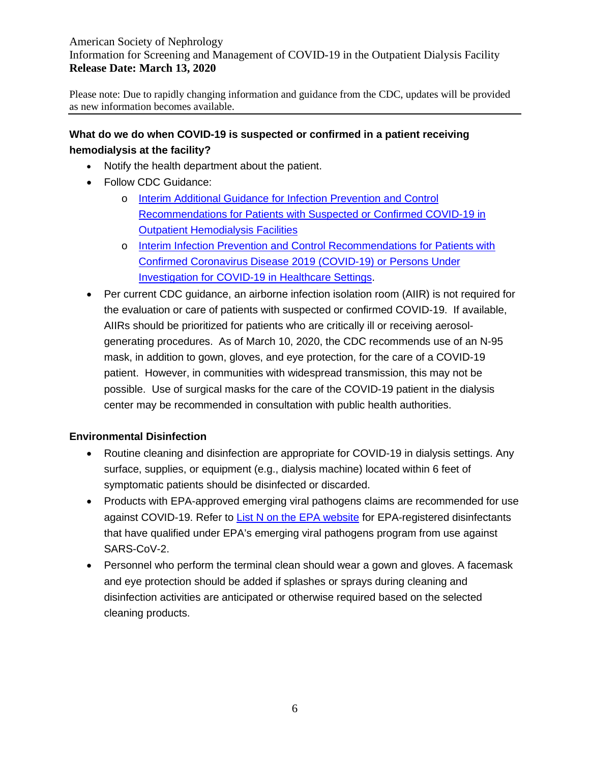### What do we do when COVID-19 is suspected or confirmed in a patient receiving hemodialysis at the facility?

- Notify the health department about the patient.
- Follow CDC Guidance:
  - Interim Additional Guidance for Infection Prevention and Control Recommendations for Patients with Suspected or Confirmed COVID-19 in Outpatient Hemodialysis Facilities
  - Interim Infection Prevention and Control Recommendations for Patients with Confirmed Coronavirus Disease 2019 (COVID-19) or Persons Under Investigation for COVID-19 in Healthcare Settings.
- Per current CDC guidance, an airborne infection isolation room (AIIR) is not required for the evaluation or care of patients with suspected or confirmed COVID-19. If available, AIIRs should be prioritized for patients who are critically ill or receiving aerosol-generating procedures. As of March 10, 2020, the CDC recommends use of an N-95 mask, in addition to gown, gloves, and eye protection, for the care of a COVID-19 patient. However, in communities with widespread transmission, this may not be possible. Use of surgical masks for the care of the COVID-19 patient in the dialysis center may be recommended in consultation with public health authorities.

### Environmental Disinfection

- Routine cleaning and disinfection are appropriate for COVID-19 in dialysis settings. Any surface, supplies, or equipment (e.g., dialysis machine) located within 6 feet of symptomatic patients should be disinfected or discarded.
- Products with EPA-approved emerging viral pathogens claims are recommended for use against COVID-19. Refer to List N on the EPA website for EPA-registered disinfectants that have qualified under EPA's emerging viral pathogens program from use against SARS-CoV-2.
- Personnel who perform the terminal clean should wear a gown and gloves. A facemask and eye protection should be added if splashes or sprays during cleaning and disinfection activities are anticipated or otherwise required based on the selected cleaning products.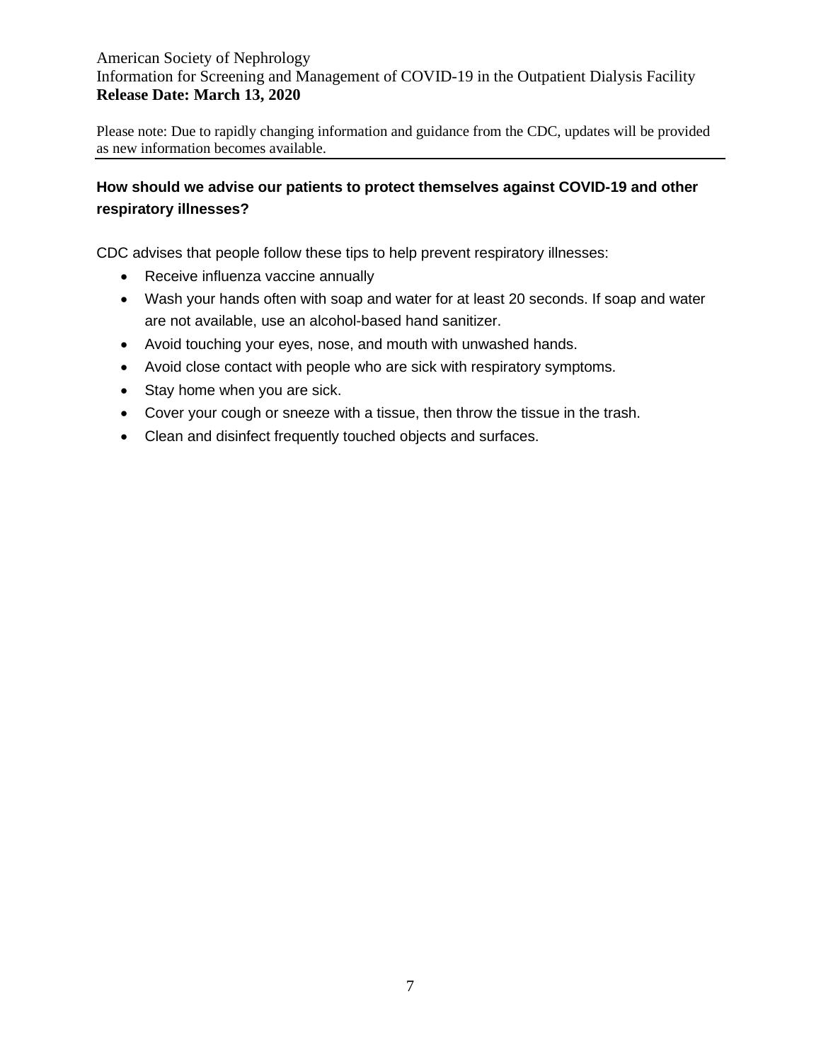**How should we advise our patients to protect themselves against COVID-19 and other respiratory illnesses?**

CDC advises that people follow these tips to help prevent respiratory illnesses:

- Receive influenza vaccine annually
- Wash your hands often with soap and water for at least 20 seconds. If soap and water are not available, use an alcohol-based hand sanitizer.
- Avoid touching your eyes, nose, and mouth with unwashed hands.
- Avoid close contact with people who are sick with respiratory symptoms.
- Stay home when you are sick.
- Cover your cough or sneeze with a tissue, then throw the tissue in the trash.
- Clean and disinfect frequently touched objects and surfaces.